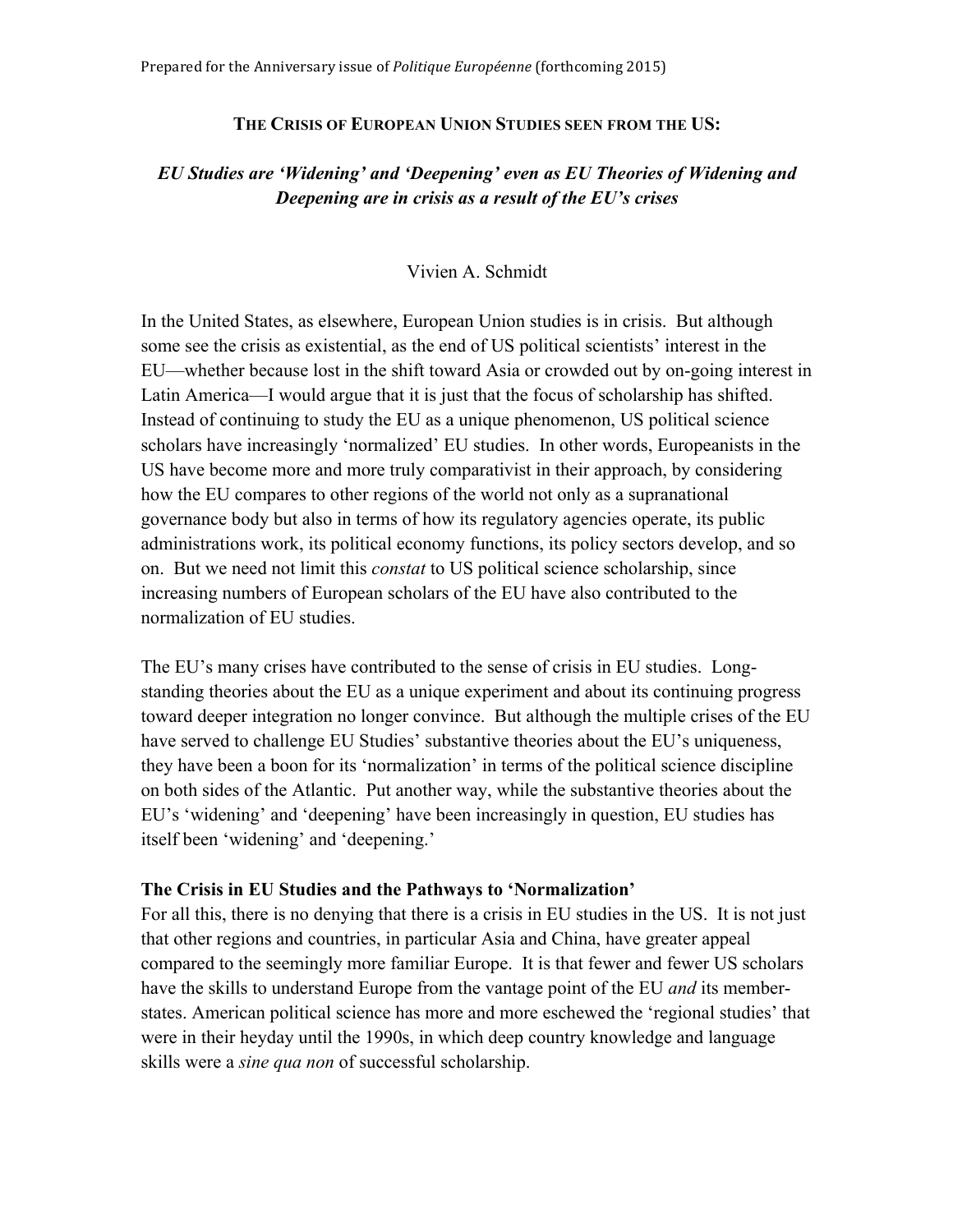Prepared for the Anniversary issue of *Politique Européenne* (forthcoming 2015)

# THE CRISIS OF EUROPEAN UNION STUDIES SEEN FROM THE US:

## *EU Studies are 'Widening' and 'Deepening' even as EU Theories of Widening and Deepening are in crisis as a result of the EU's crises*

Vivien A. Schmidt

In the United States, as elsewhere, European Union studies is in crisis. But although some see the crisis as existential, as the end of US political scientists' interest in the EU—whether because lost in the shift toward Asia or crowded out by on-going interest in Latin America—I would argue that it is just that the focus of scholarship has shifted. Instead of continuing to study the EU as a unique phenomenon, US political science scholars have increasingly 'normalized' EU studies. In other words, Europeanists in the US have become more and more truly comparativist in their approach, by considering how the EU compares to other regions of the world not only as a supranational governance body but also in terms of how its regulatory agencies operate, its public administrations work, its political economy functions, its policy sectors develop, and so on. But we need not limit this *constat* to US political science scholarship, since increasing numbers of European scholars of the EU have also contributed to the normalization of EU studies.

The EU's many crises have contributed to the sense of crisis in EU studies. Long-standing theories about the EU as a unique experiment and about its continuing progress toward deeper integration no longer convince. But although the multiple crises of the EU have served to challenge EU Studies' substantive theories about the EU's uniqueness, they have been a boon for its 'normalization' in terms of the political science discipline on both sides of the Atlantic. Put another way, while the substantive theories about the EU's 'widening' and 'deepening' have been increasingly in question, EU studies has itself been 'widening' and 'deepening.'

### The Crisis in EU Studies and the Pathways to 'Normalization'

For all this, there is no denying that there is a crisis in EU studies in the US. It is not just that other regions and countries, in particular Asia and China, have greater appeal compared to the seemingly more familiar Europe. It is that fewer and fewer US scholars have the skills to understand Europe from the vantage point of the EU *and* its member-states. American political science has more and more eschewed the 'regional studies' that were in their heyday until the 1990s, in which deep country knowledge and language skills were a *sine qua non* of successful scholarship.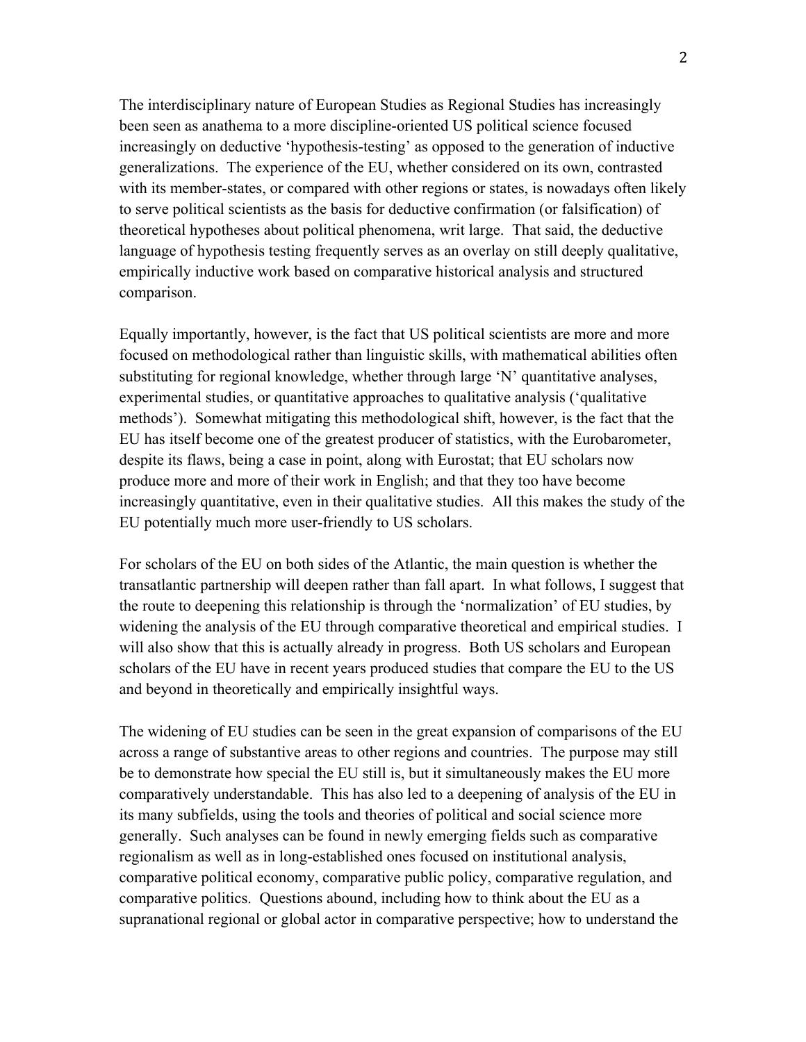The interdisciplinary nature of European Studies as Regional Studies has increasingly been seen as anathema to a more discipline-oriented US political science focused increasingly on deductive 'hypothesis-testing' as opposed to the generation of inductive generalizations. The experience of the EU, whether considered on its own, contrasted with its member-states, or compared with other regions or states, is nowadays often likely to serve political scientists as the basis for deductive confirmation (or falsification) of theoretical hypotheses about political phenomena, writ large. That said, the deductive language of hypothesis testing frequently serves as an overlay on still deeply qualitative, empirically inductive work based on comparative historical analysis and structured comparison.

Equally importantly, however, is the fact that US political scientists are more and more focused on methodological rather than linguistic skills, with mathematical abilities often substituting for regional knowledge, whether through large 'N' quantitative analyses, experimental studies, or quantitative approaches to qualitative analysis ('qualitative methods'). Somewhat mitigating this methodological shift, however, is the fact that the EU has itself become one of the greatest producer of statistics, with the Eurobarometer, despite its flaws, being a case in point, along with Eurostat; that EU scholars now produce more and more of their work in English; and that they too have become increasingly quantitative, even in their qualitative studies. All this makes the study of the EU potentially much more user-friendly to US scholars.

For scholars of the EU on both sides of the Atlantic, the main question is whether the transatlantic partnership will deepen rather than fall apart. In what follows, I suggest that the route to deepening this relationship is through the 'normalization' of EU studies, by widening the analysis of the EU through comparative theoretical and empirical studies. I will also show that this is actually already in progress. Both US scholars and European scholars of the EU have in recent years produced studies that compare the EU to the US and beyond in theoretically and empirically insightful ways.

The widening of EU studies can be seen in the great expansion of comparisons of the EU across a range of substantive areas to other regions and countries. The purpose may still be to demonstrate how special the EU still is, but it simultaneously makes the EU more comparatively understandable. This has also led to a deepening of analysis of the EU in its many subfields, using the tools and theories of political and social science more generally. Such analyses can be found in newly emerging fields such as comparative regionalism as well as in long-established ones focused on institutional analysis, comparative political economy, comparative public policy, comparative regulation, and comparative politics. Questions abound, including how to think about the EU as a supranational regional or global actor in comparative perspective; how to understand the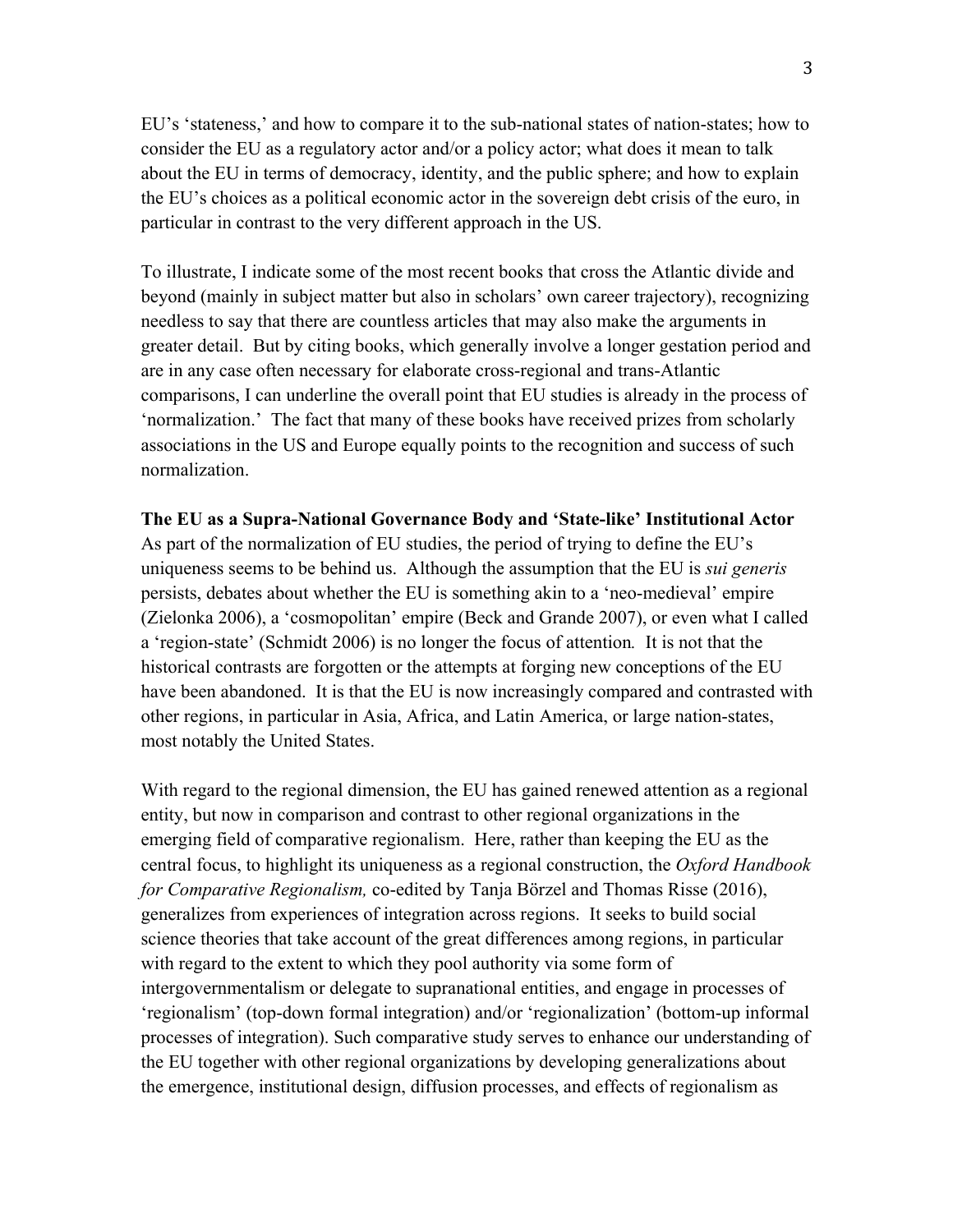EU's 'stateness,' and how to compare it to the sub-national states of nation-states; how to consider the EU as a regulatory actor and/or a policy actor; what does it mean to talk about the EU in terms of democracy, identity, and the public sphere; and how to explain the EU's choices as a political economic actor in the sovereign debt crisis of the euro, in particular in contrast to the very different approach in the US.

To illustrate, I indicate some of the most recent books that cross the Atlantic divide and beyond (mainly in subject matter but also in scholars' own career trajectory), recognizing needless to say that there are countless articles that may also make the arguments in greater detail. But by citing books, which generally involve a longer gestation period and are in any case often necessary for elaborate cross-regional and trans-Atlantic comparisons, I can underline the overall point that EU studies is already in the process of 'normalization.' The fact that many of these books have received prizes from scholarly associations in the US and Europe equally points to the recognition and success of such normalization.

**The EU as a Supra-National Governance Body and 'State-like' Institutional Actor**

As part of the normalization of EU studies, the period of trying to define the EU's uniqueness seems to be behind us. Although the assumption that the EU is *sui generis* persists, debates about whether the EU is something akin to a 'neo-medieval' empire (Zielonka 2006), a 'cosmopolitan' empire (Beck and Grande 2007), or even what I called a 'region-state' (Schmidt 2006) is no longer the focus of attention. It is not that the historical contrasts are forgotten or the attempts at forging new conceptions of the EU have been abandoned. It is that the EU is now increasingly compared and contrasted with other regions, in particular in Asia, Africa, and Latin America, or large nation-states, most notably the United States.

With regard to the regional dimension, the EU has gained renewed attention as a regional entity, but now in comparison and contrast to other regional organizations in the emerging field of comparative regionalism. Here, rather than keeping the EU as the central focus, to highlight its uniqueness as a regional construction, the *Oxford Handbook for Comparative Regionalism,* co-edited by Tanja Börzel and Thomas Risse (2016), generalizes from experiences of integration across regions. It seeks to build social science theories that take account of the great differences among regions, in particular with regard to the extent to which they pool authority via some form of intergovernmentalism or delegate to supranational entities, and engage in processes of 'regionalism' (top-down formal integration) and/or 'regionalization' (bottom-up informal processes of integration). Such comparative study serves to enhance our understanding of the EU together with other regional organizations by developing generalizations about the emergence, institutional design, diffusion processes, and effects of regionalism as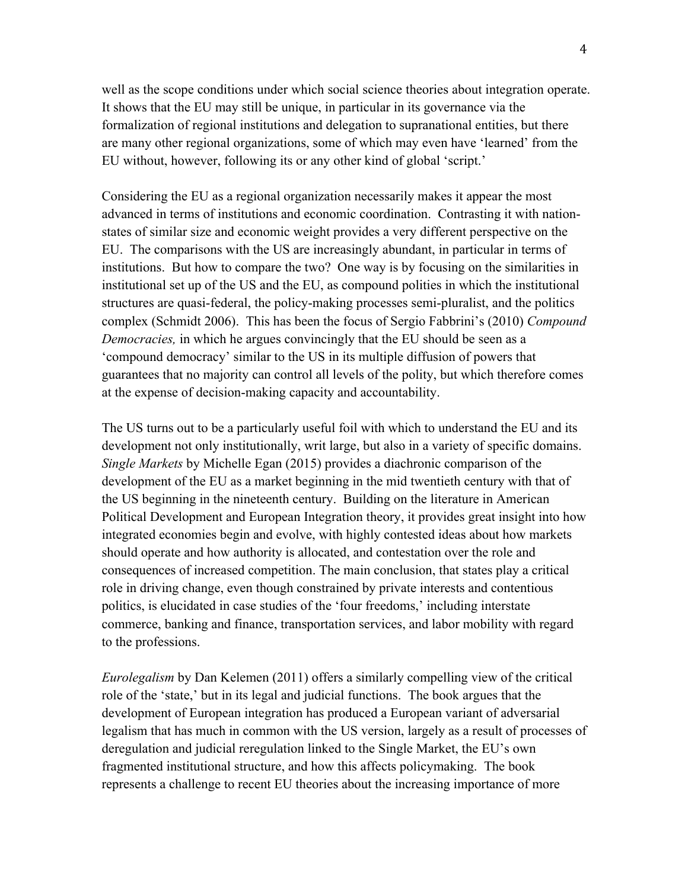well as the scope conditions under which social science theories about integration operate. It shows that the EU may still be unique, in particular in its governance via the formalization of regional institutions and delegation to supranational entities, but there are many other regional organizations, some of which may even have 'learned' from the EU without, however, following its or any other kind of global 'script.'

Considering the EU as a regional organization necessarily makes it appear the most advanced in terms of institutions and economic coordination. Contrasting it with nation-states of similar size and economic weight provides a very different perspective on the EU. The comparisons with the US are increasingly abundant, in particular in terms of institutions. But how to compare the two? One way is by focusing on the similarities in institutional set up of the US and the EU, as compound polities in which the institutional structures are quasi-federal, the policy-making processes semi-pluralist, and the politics complex (Schmidt 2006). This has been the focus of Sergio Fabbrini's (2010) *Compound Democracies,* in which he argues convincingly that the EU should be seen as a 'compound democracy' similar to the US in its multiple diffusion of powers that guarantees that no majority can control all levels of the polity, but which therefore comes at the expense of decision-making capacity and accountability.

The US turns out to be a particularly useful foil with which to understand the EU and its development not only institutionally, writ large, but also in a variety of specific domains. *Single Markets* by Michelle Egan (2015) provides a diachronic comparison of the development of the EU as a market beginning in the mid twentieth century with that of the US beginning in the nineteenth century. Building on the literature in American Political Development and European Integration theory, it provides great insight into how integrated economies begin and evolve, with highly contested ideas about how markets should operate and how authority is allocated, and contestation over the role and consequences of increased competition. The main conclusion, that states play a critical role in driving change, even though constrained by private interests and contentious politics, is elucidated in case studies of the 'four freedoms,' including interstate commerce, banking and finance, transportation services, and labor mobility with regard to the professions.

*Eurolegalism* by Dan Kelemen (2011) offers a similarly compelling view of the critical role of the 'state,' but in its legal and judicial functions. The book argues that the development of European integration has produced a European variant of adversarial legalism that has much in common with the US version, largely as a result of processes of deregulation and judicial reregulation linked to the Single Market, the EU's own fragmented institutional structure, and how this affects policymaking. The book represents a challenge to recent EU theories about the increasing importance of more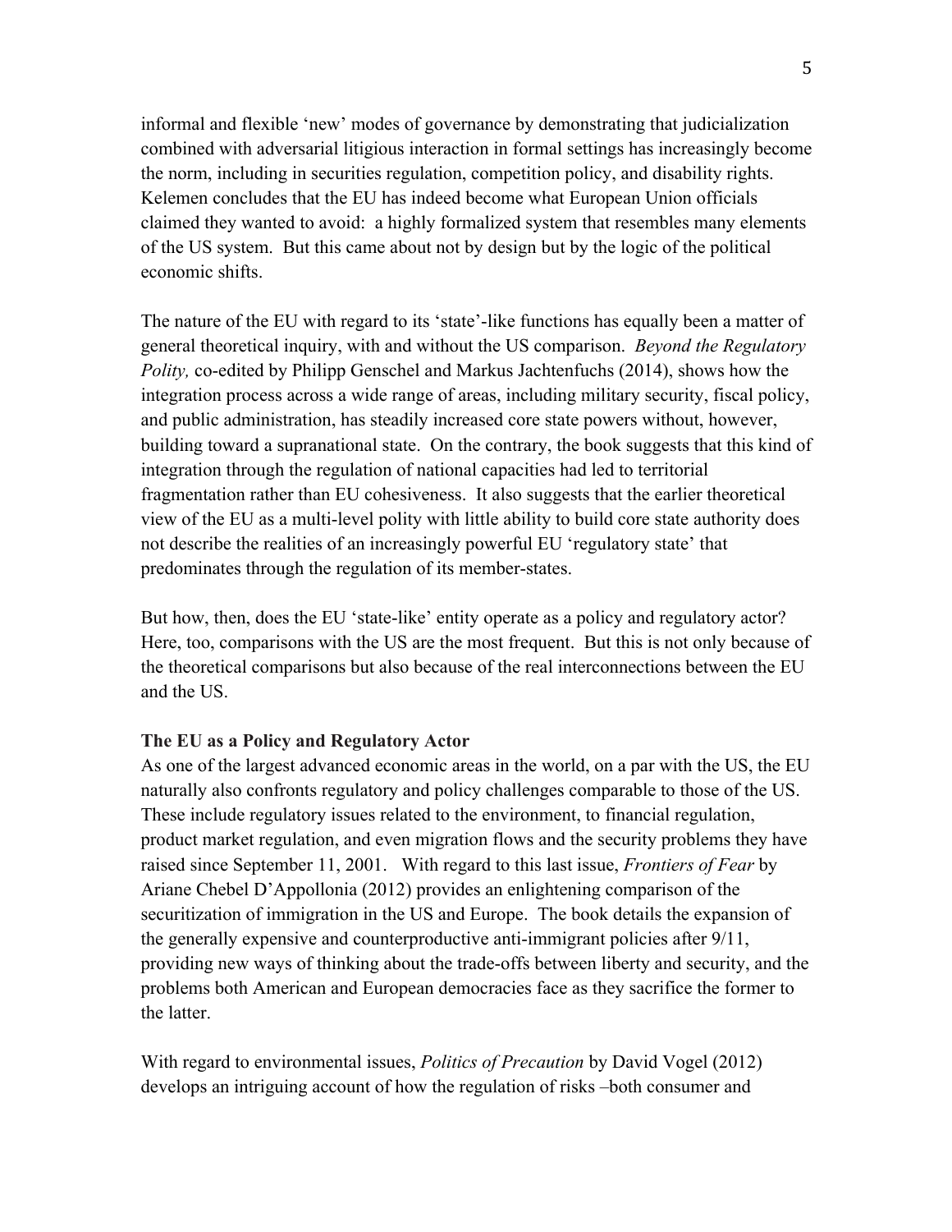informal and flexible 'new' modes of governance by demonstrating that judicialization combined with adversarial litigious interaction in formal settings has increasingly become the norm, including in securities regulation, competition policy, and disability rights. Kelemen concludes that the EU has indeed become what European Union officials claimed they wanted to avoid: a highly formalized system that resembles many elements of the US system. But this came about not by design but by the logic of the political economic shifts.

The nature of the EU with regard to its 'state'-like functions has equally been a matter of general theoretical inquiry, with and without the US comparison. *Beyond the Regulatory Polity,* co-edited by Philipp Genschel and Markus Jachtenfuchs (2014), shows how the integration process across a wide range of areas, including military security, fiscal policy, and public administration, has steadily increased core state powers without, however, building toward a supranational state. On the contrary, the book suggests that this kind of integration through the regulation of national capacities had led to territorial fragmentation rather than EU cohesiveness. It also suggests that the earlier theoretical view of the EU as a multi-level polity with little ability to build core state authority does not describe the realities of an increasingly powerful EU 'regulatory state' that predominates through the regulation of its member-states.

But how, then, does the EU 'state-like' entity operate as a policy and regulatory actor? Here, too, comparisons with the US are the most frequent. But this is not only because of the theoretical comparisons but also because of the real interconnections between the EU and the US.

**The EU as a Policy and Regulatory Actor**

As one of the largest advanced economic areas in the world, on a par with the US, the EU naturally also confronts regulatory and policy challenges comparable to those of the US. These include regulatory issues related to the environment, to financial regulation, product market regulation, and even migration flows and the security problems they have raised since September 11, 2001. With regard to this last issue, *Frontiers of Fear* by Ariane Chebel D'Appollonia (2012) provides an enlightening comparison of the securitization of immigration in the US and Europe. The book details the expansion of the generally expensive and counterproductive anti-immigrant policies after 9/11, providing new ways of thinking about the trade-offs between liberty and security, and the problems both American and European democracies face as they sacrifice the former to the latter.

With regard to environmental issues, *Politics of Precaution* by David Vogel (2012) develops an intriguing account of how the regulation of risks –both consumer and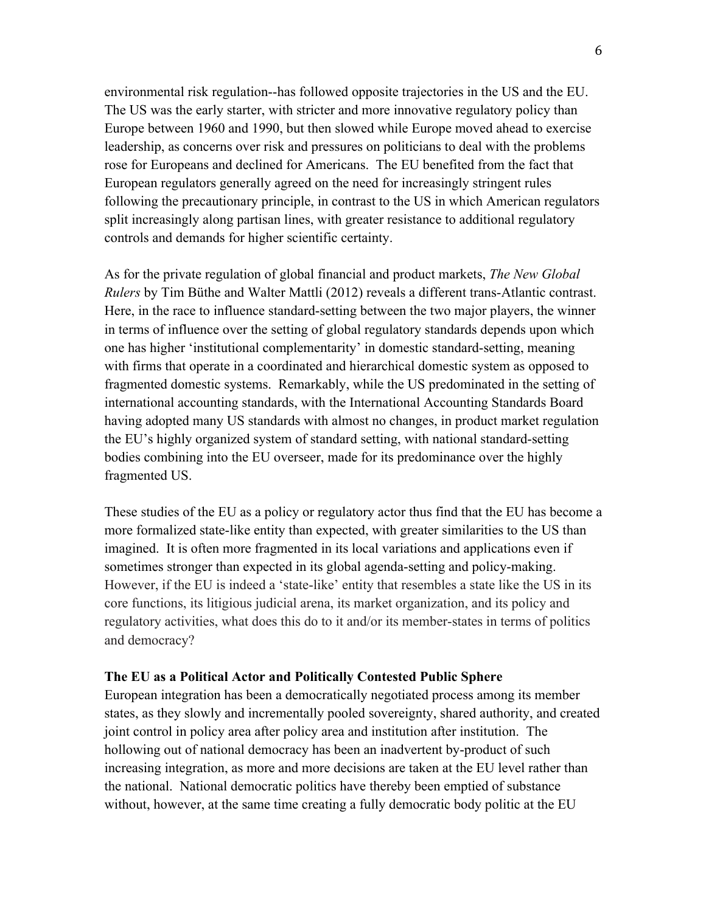environmental risk regulation--has followed opposite trajectories in the US and the EU. The US was the early starter, with stricter and more innovative regulatory policy than Europe between 1960 and 1990, but then slowed while Europe moved ahead to exercise leadership, as concerns over risk and pressures on politicians to deal with the problems rose for Europeans and declined for Americans. The EU benefited from the fact that European regulators generally agreed on the need for increasingly stringent rules following the precautionary principle, in contrast to the US in which American regulators split increasingly along partisan lines, with greater resistance to additional regulatory controls and demands for higher scientific certainty.

As for the private regulation of global financial and product markets, *The New Global Rulers* by Tim Büthe and Walter Mattli (2012) reveals a different trans-Atlantic contrast. Here, in the race to influence standard-setting between the two major players, the winner in terms of influence over the setting of global regulatory standards depends upon which one has higher 'institutional complementarity' in domestic standard-setting, meaning with firms that operate in a coordinated and hierarchical domestic system as opposed to fragmented domestic systems. Remarkably, while the US predominated in the setting of international accounting standards, with the International Accounting Standards Board having adopted many US standards with almost no changes, in product market regulation the EU's highly organized system of standard setting, with national standard-setting bodies combining into the EU overseer, made for its predominance over the highly fragmented US.

These studies of the EU as a policy or regulatory actor thus find that the EU has become a more formalized state-like entity than expected, with greater similarities to the US than imagined. It is often more fragmented in its local variations and applications even if sometimes stronger than expected in its global agenda-setting and policy-making. However, if the EU is indeed a 'state-like' entity that resembles a state like the US in its core functions, its litigious judicial arena, its market organization, and its policy and regulatory activities, what does this do to it and/or its member-states in terms of politics and democracy?

**The EU as a Political Actor and Politically Contested Public Sphere**

European integration has been a democratically negotiated process among its member states, as they slowly and incrementally pooled sovereignty, shared authority, and created joint control in policy area after policy area and institution after institution. The hollowing out of national democracy has been an inadvertent by-product of such increasing integration, as more and more decisions are taken at the EU level rather than the national. National democratic politics have thereby been emptied of substance without, however, at the same time creating a fully democratic body politic at the EU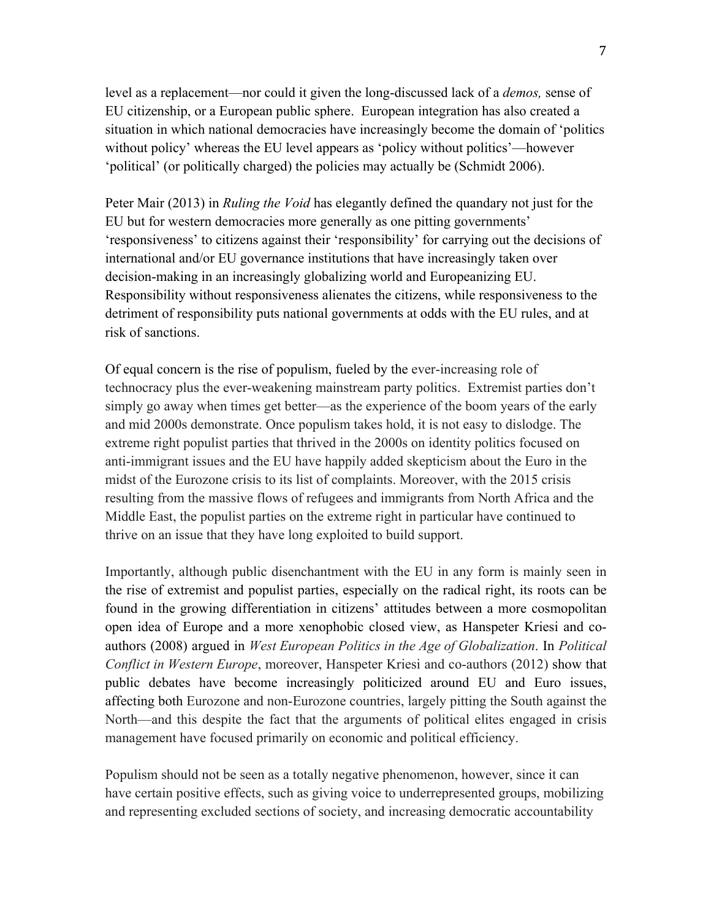level as a replacement—nor could it given the long-discussed lack of a *demos,* sense of EU citizenship, or a European public sphere. European integration has also created a situation in which national democracies have increasingly become the domain of 'politics without policy' whereas the EU level appears as 'policy without politics'—however 'political' (or politically charged) the policies may actually be (Schmidt 2006).

Peter Mair (2013) in *Ruling the Void* has elegantly defined the quandary not just for the EU but for western democracies more generally as one pitting governments' 'responsiveness' to citizens against their 'responsibility' for carrying out the decisions of international and/or EU governance institutions that have increasingly taken over decision-making in an increasingly globalizing world and Europeanizing EU. Responsibility without responsiveness alienates the citizens, while responsiveness to the detriment of responsibility puts national governments at odds with the EU rules, and at risk of sanctions.

Of equal concern is the rise of populism, fueled by the ever-increasing role of technocracy plus the ever-weakening mainstream party politics. Extremist parties don't simply go away when times get better—as the experience of the boom years of the early and mid 2000s demonstrate. Once populism takes hold, it is not easy to dislodge. The extreme right populist parties that thrived in the 2000s on identity politics focused on anti-immigrant issues and the EU have happily added skepticism about the Euro in the midst of the Eurozone crisis to its list of complaints. Moreover, with the 2015 crisis resulting from the massive flows of refugees and immigrants from North Africa and the Middle East, the populist parties on the extreme right in particular have continued to thrive on an issue that they have long exploited to build support.

Importantly, although public disenchantment with the EU in any form is mainly seen in the rise of extremist and populist parties, especially on the radical right, its roots can be found in the growing differentiation in citizens' attitudes between a more cosmopolitan open idea of Europe and a more xenophobic closed view, as Hanspeter Kriesi and co-authors (2008) argued in *West European Politics in the Age of Globalization*. In *Political Conflict in Western Europe*, moreover, Hanspeter Kriesi and co-authors (2012) show that public debates have become increasingly politicized around EU and Euro issues, affecting both Eurozone and non-Eurozone countries, largely pitting the South against the North—and this despite the fact that the arguments of political elites engaged in crisis management have focused primarily on economic and political efficiency.

Populism should not be seen as a totally negative phenomenon, however, since it can have certain positive effects, such as giving voice to underrepresented groups, mobilizing and representing excluded sections of society, and increasing democratic accountability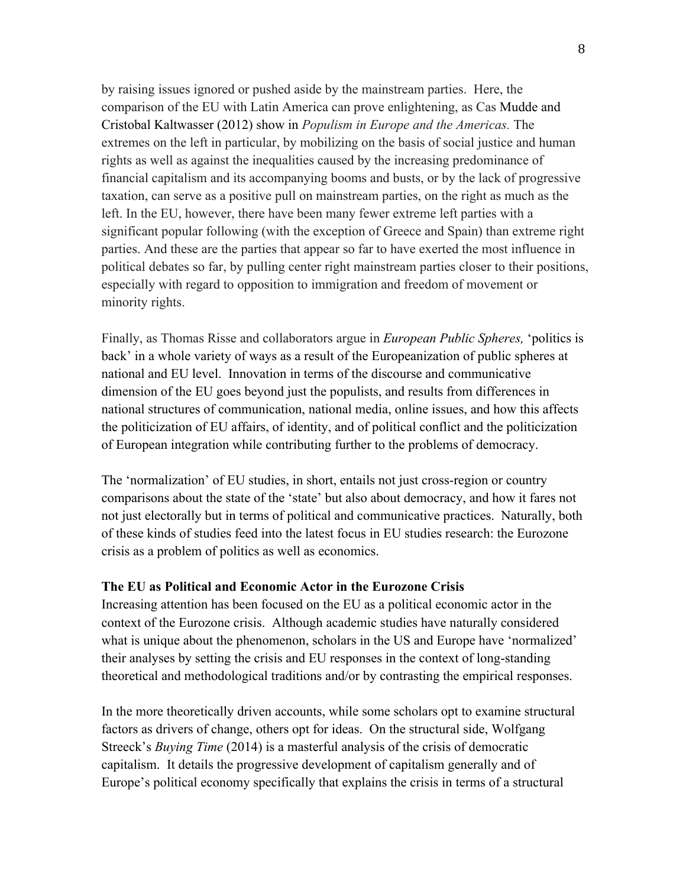by raising issues ignored or pushed aside by the mainstream parties. Here, the comparison of the EU with Latin America can prove enlightening, as Cas Mudde and Cristobal Kaltwasser (2012) show in *Populism in Europe and the Americas.* The extremes on the left in particular, by mobilizing on the basis of social justice and human rights as well as against the inequalities caused by the increasing predominance of financial capitalism and its accompanying booms and busts, or by the lack of progressive taxation, can serve as a positive pull on mainstream parties, on the right as much as the left. In the EU, however, there have been many fewer extreme left parties with a significant popular following (with the exception of Greece and Spain) than extreme right parties. And these are the parties that appear so far to have exerted the most influence in political debates so far, by pulling center right mainstream parties closer to their positions, especially with regard to opposition to immigration and freedom of movement or minority rights.

Finally, as Thomas Risse and collaborators argue in *European Public Spheres,* 'politics is back' in a whole variety of ways as a result of the Europeanization of public spheres at national and EU level. Innovation in terms of the discourse and communicative dimension of the EU goes beyond just the populists, and results from differences in national structures of communication, national media, online issues, and how this affects the politicization of EU affairs, of identity, and of political conflict and the politicization of European integration while contributing further to the problems of democracy.

The 'normalization' of EU studies, in short, entails not just cross-region or country comparisons about the state of the 'state' but also about democracy, and how it fares not not just electorally but in terms of political and communicative practices. Naturally, both of these kinds of studies feed into the latest focus in EU studies research: the Eurozone crisis as a problem of politics as well as economics.

**The EU as Political and Economic Actor in the Eurozone Crisis**

Increasing attention has been focused on the EU as a political economic actor in the context of the Eurozone crisis. Although academic studies have naturally considered what is unique about the phenomenon, scholars in the US and Europe have 'normalized' their analyses by setting the crisis and EU responses in the context of long-standing theoretical and methodological traditions and/or by contrasting the empirical responses.

In the more theoretically driven accounts, while some scholars opt to examine structural factors as drivers of change, others opt for ideas. On the structural side, Wolfgang Streeck's *Buying Time* (2014) is a masterful analysis of the crisis of democratic capitalism. It details the progressive development of capitalism generally and of Europe's political economy specifically that explains the crisis in terms of a structural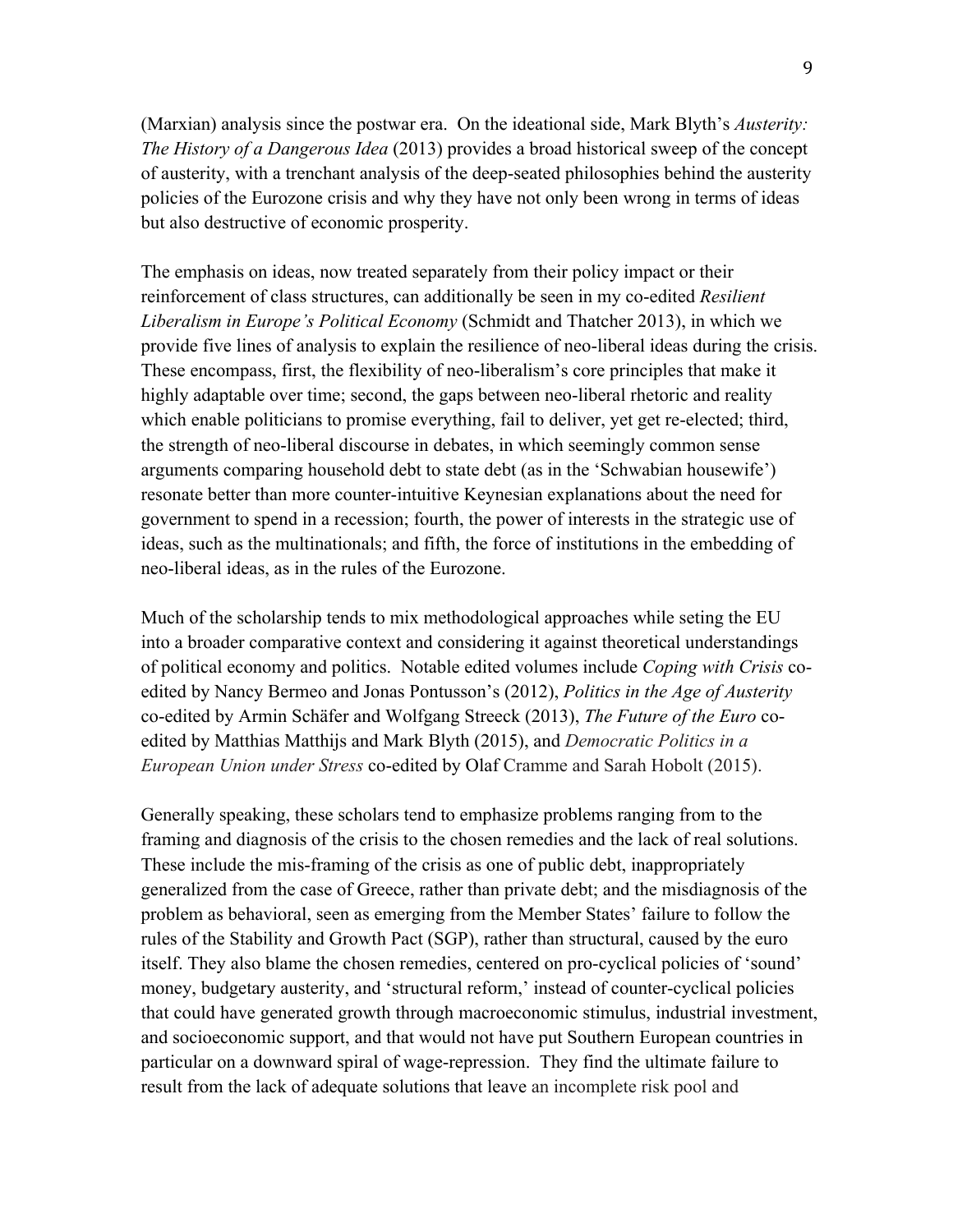(Marxian) analysis since the postwar era. On the ideational side, Mark Blyth's *Austerity: The History of a Dangerous Idea* (2013) provides a broad historical sweep of the concept of austerity, with a trenchant analysis of the deep-seated philosophies behind the austerity policies of the Eurozone crisis and why they have not only been wrong in terms of ideas but also destructive of economic prosperity.

The emphasis on ideas, now treated separately from their policy impact or their reinforcement of class structures, can additionally be seen in my co-edited *Resilient Liberalism in Europe's Political Economy* (Schmidt and Thatcher 2013), in which we provide five lines of analysis to explain the resilience of neo-liberal ideas during the crisis. These encompass, first, the flexibility of neo-liberalism's core principles that make it highly adaptable over time; second, the gaps between neo-liberal rhetoric and reality which enable politicians to promise everything, fail to deliver, yet get re-elected; third, the strength of neo-liberal discourse in debates, in which seemingly common sense arguments comparing household debt to state debt (as in the 'Schwabian housewife') resonate better than more counter-intuitive Keynesian explanations about the need for government to spend in a recession; fourth, the power of interests in the strategic use of ideas, such as the multinationals; and fifth, the force of institutions in the embedding of neo-liberal ideas, as in the rules of the Eurozone.

Much of the scholarship tends to mix methodological approaches while seting the EU into a broader comparative context and considering it against theoretical understandings of political economy and politics. Notable edited volumes include *Coping with Crisis* co-edited by Nancy Bermeo and Jonas Pontusson's (2012), *Politics in the Age of Austerity* co-edited by Armin Schäfer and Wolfgang Streeck (2013), *The Future of the Euro* co-edited by Matthias Matthijs and Mark Blyth (2015), and *Democratic Politics in a European Union under Stress* co-edited by Olaf Cramme and Sarah Hobolt (2015).

Generally speaking, these scholars tend to emphasize problems ranging from to the framing and diagnosis of the crisis to the chosen remedies and the lack of real solutions. These include the mis-framing of the crisis as one of public debt, inappropriately generalized from the case of Greece, rather than private debt; and the misdiagnosis of the problem as behavioral, seen as emerging from the Member States' failure to follow the rules of the Stability and Growth Pact (SGP), rather than structural, caused by the euro itself. They also blame the chosen remedies, centered on pro-cyclical policies of 'sound' money, budgetary austerity, and 'structural reform,' instead of counter-cyclical policies that could have generated growth through macroeconomic stimulus, industrial investment, and socioeconomic support, and that would not have put Southern European countries in particular on a downward spiral of wage-repression. They find the ultimate failure to result from the lack of adequate solutions that leave an incomplete risk pool and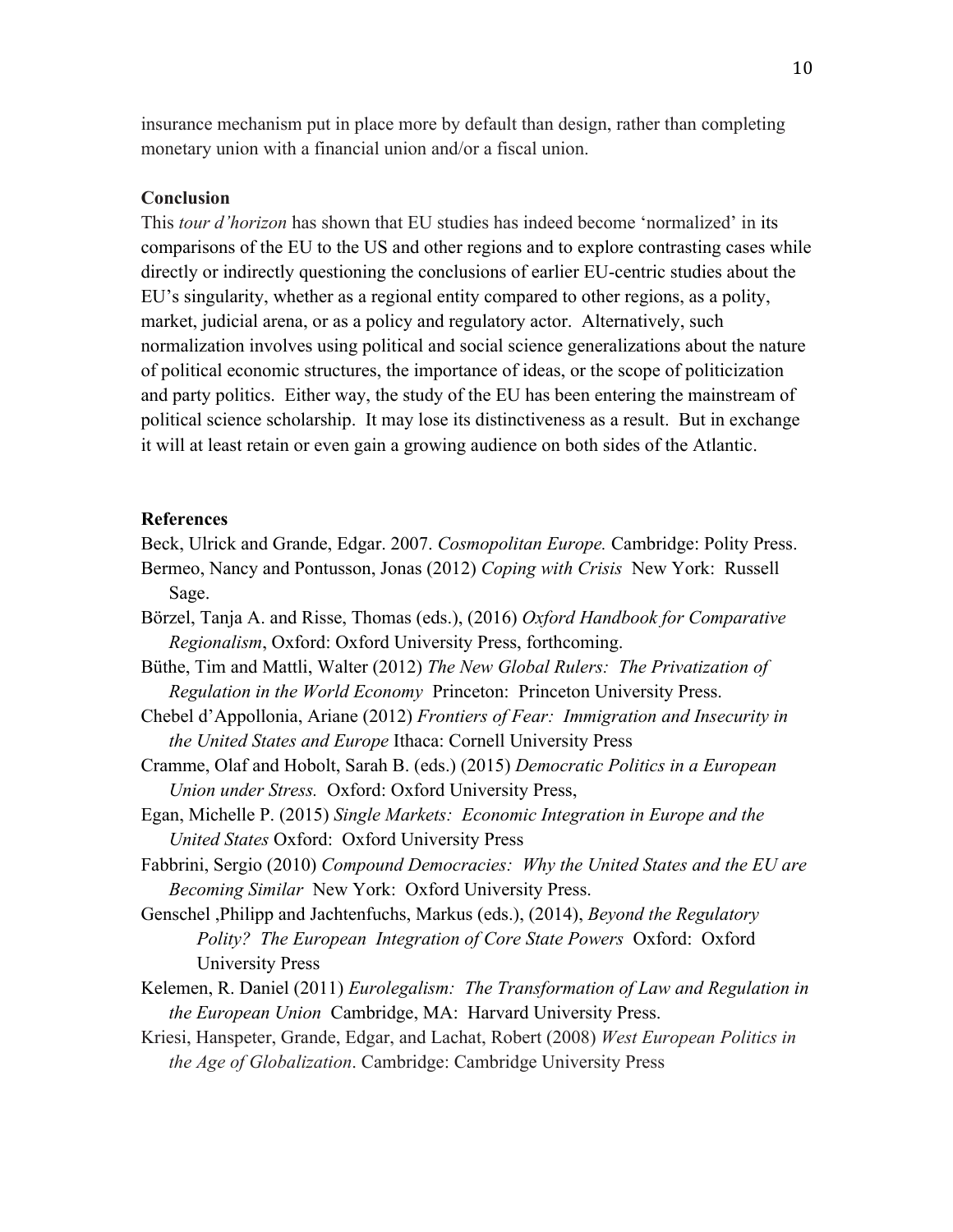insurance mechanism put in place more by default than design, rather than completing monetary union with a financial union and/or a fiscal union.

### Conclusion

This *tour d'horizon* has shown that EU studies has indeed become 'normalized' in its comparisons of the EU to the US and other regions and to explore contrasting cases while directly or indirectly questioning the conclusions of earlier EU-centric studies about the EU's singularity, whether as a regional entity compared to other regions, as a polity, market, judicial arena, or as a policy and regulatory actor. Alternatively, such normalization involves using political and social science generalizations about the nature of political economic structures, the importance of ideas, or the scope of politicization and party politics. Either way, the study of the EU has been entering the mainstream of political science scholarship. It may lose its distinctiveness as a result. But in exchange it will at least retain or even gain a growing audience on both sides of the Atlantic.

### References

Beck, Ulrick and Grande, Edgar. 2007. *Cosmopolitan Europe.* Cambridge: Polity Press.

Bermeo, Nancy and Pontusson, Jonas (2012) *Coping with Crisis* New York: Russell Sage.

Börzel, Tanja A. and Risse, Thomas (eds.), (2016) *Oxford Handbook for Comparative Regionalism*, Oxford: Oxford University Press, forthcoming.

Büthe, Tim and Mattli, Walter (2012) *The New Global Rulers: The Privatization of Regulation in the World Economy* Princeton: Princeton University Press.

Chebel d'Appollonia, Ariane (2012) *Frontiers of Fear: Immigration and Insecurity in the United States and Europe* Ithaca: Cornell University Press

Cramme, Olaf and Hobolt, Sarah B. (eds.) (2015) *Democratic Politics in a European Union under Stress.* Oxford: Oxford University Press,

Egan, Michelle P. (2015) *Single Markets: Economic Integration in Europe and the United States* Oxford: Oxford University Press

Fabbrini, Sergio (2010) *Compound Democracies: Why the United States and the EU are Becoming Similar* New York: Oxford University Press.

Genschel ,Philipp and Jachtenfuchs, Markus (eds.), (2014), *Beyond the Regulatory Polity? The European Integration of Core State Powers* Oxford: Oxford University Press

Kelemen, R. Daniel (2011) *Eurolegalism: The Transformation of Law and Regulation in the European Union* Cambridge, MA: Harvard University Press.

Kriesi, Hanspeter, Grande, Edgar, and Lachat, Robert (2008) *West European Politics in the Age of Globalization*. Cambridge: Cambridge University Press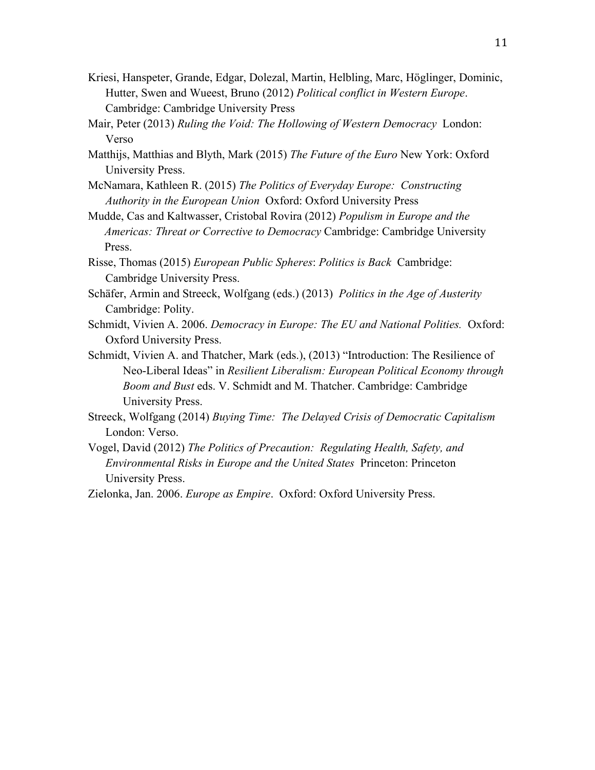Kriesi, Hanspeter, Grande, Edgar, Dolezal, Martin, Helbling, Marc, Höglinger, Dominic, Hutter, Swen and Wueest, Bruno (2012) *Political conflict in Western Europe*. Cambridge: Cambridge University Press

Mair, Peter (2013) *Ruling the Void: The Hollowing of Western Democracy* London: Verso

Matthijs, Matthias and Blyth, Mark (2015) *The Future of the Euro* New York: Oxford University Press.

McNamara, Kathleen R. (2015) *The Politics of Everyday Europe: Constructing Authority in the European Union* Oxford: Oxford University Press

Mudde, Cas and Kaltwasser, Cristobal Rovira (2012) *Populism in Europe and the Americas: Threat or Corrective to Democracy* Cambridge: Cambridge University Press.

Risse, Thomas (2015) *European Public Spheres*: *Politics is Back* Cambridge: Cambridge University Press.

Schäfer, Armin and Streeck, Wolfgang (eds.) (2013) *Politics in the Age of Austerity* Cambridge: Polity.

Schmidt, Vivien A. 2006. *Democracy in Europe: The EU and National Polities.* Oxford: Oxford University Press.

Schmidt, Vivien A. and Thatcher, Mark (eds.), (2013) "Introduction: The Resilience of Neo-Liberal Ideas" in *Resilient Liberalism: European Political Economy through Boom and Bust* eds. V. Schmidt and M. Thatcher. Cambridge: Cambridge University Press.

Streeck, Wolfgang (2014) *Buying Time: The Delayed Crisis of Democratic Capitalism* London: Verso.

Vogel, David (2012) *The Politics of Precaution: Regulating Health, Safety, and Environmental Risks in Europe and the United States* Princeton: Princeton University Press.

Zielonka, Jan. 2006. *Europe as Empire*. Oxford: Oxford University Press.